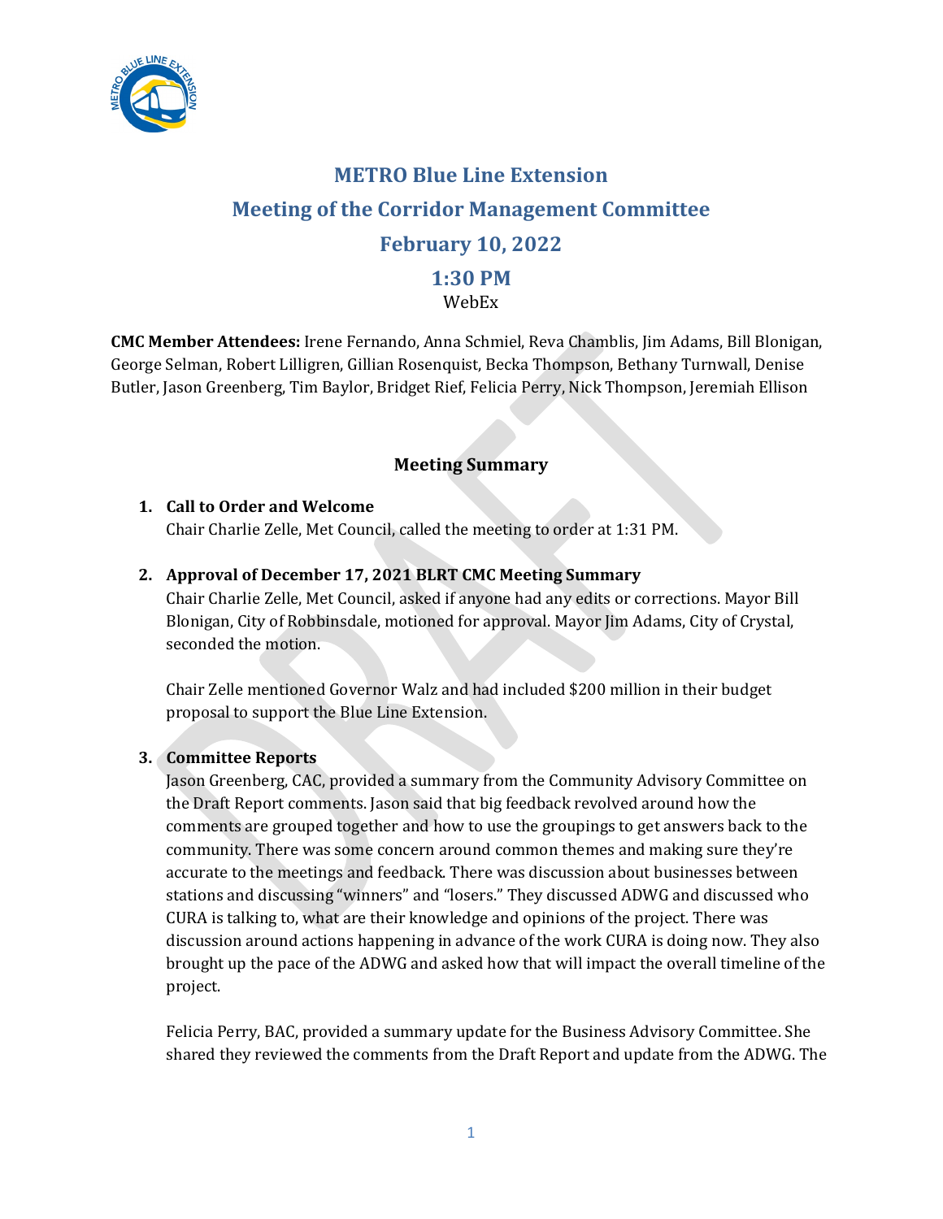# METRO Blue Line Extension

## Meeting of the Corridor Management Committee

## February 10, 2022

## 1:30 PM

WebEx

**CMC Member Attendees:** Irene Fernando, Anna Schmiel, Reva Chamblis, Jim Adams, Bill Blonigan, George Selman, Robert Lilligren, Gillian Rosenquist, Becka Thompson, Bethany Turnwall, Denise Butler, Jason Greenberg, Tim Baylor, Bridget Rief, Felicia Perry, Nick Thompson, Jeremiah Ellison

### Meeting Summary

1. **Call to Order and Welcome**
   Chair Charlie Zelle, Met Council, called the meeting to order at 1:31 PM.

2. **Approval of December 17, 2021 BLRT CMC Meeting Summary**
   Chair Charlie Zelle, Met Council, asked if anyone had any edits or corrections. Mayor Bill Blonigan, City of Robbinsdale, motioned for approval. Mayor Jim Adams, City of Crystal, seconded the motion.

   Chair Zelle mentioned Governor Walz and had included $200 million in their budget proposal to support the Blue Line Extension.

3. **Committee Reports**
   Jason Greenberg, CAC, provided a summary from the Community Advisory Committee on the Draft Report comments. Jason said that big feedback revolved around how the comments are grouped together and how to use the groupings to get answers back to the community. There was some concern around common themes and making sure they're accurate to the meetings and feedback. There was discussion about businesses between stations and discussing "winners" and "losers." They discussed ADWG and discussed who CURA is talking to, what are their knowledge and opinions of the project. There was discussion around actions happening in advance of the work CURA is doing now. They also brought up the pace of the ADWG and asked how that will impact the overall timeline of the project.

   Felicia Perry, BAC, provided a summary update for the Business Advisory Committee. She shared they reviewed the comments from the Draft Report and update from the ADWG. The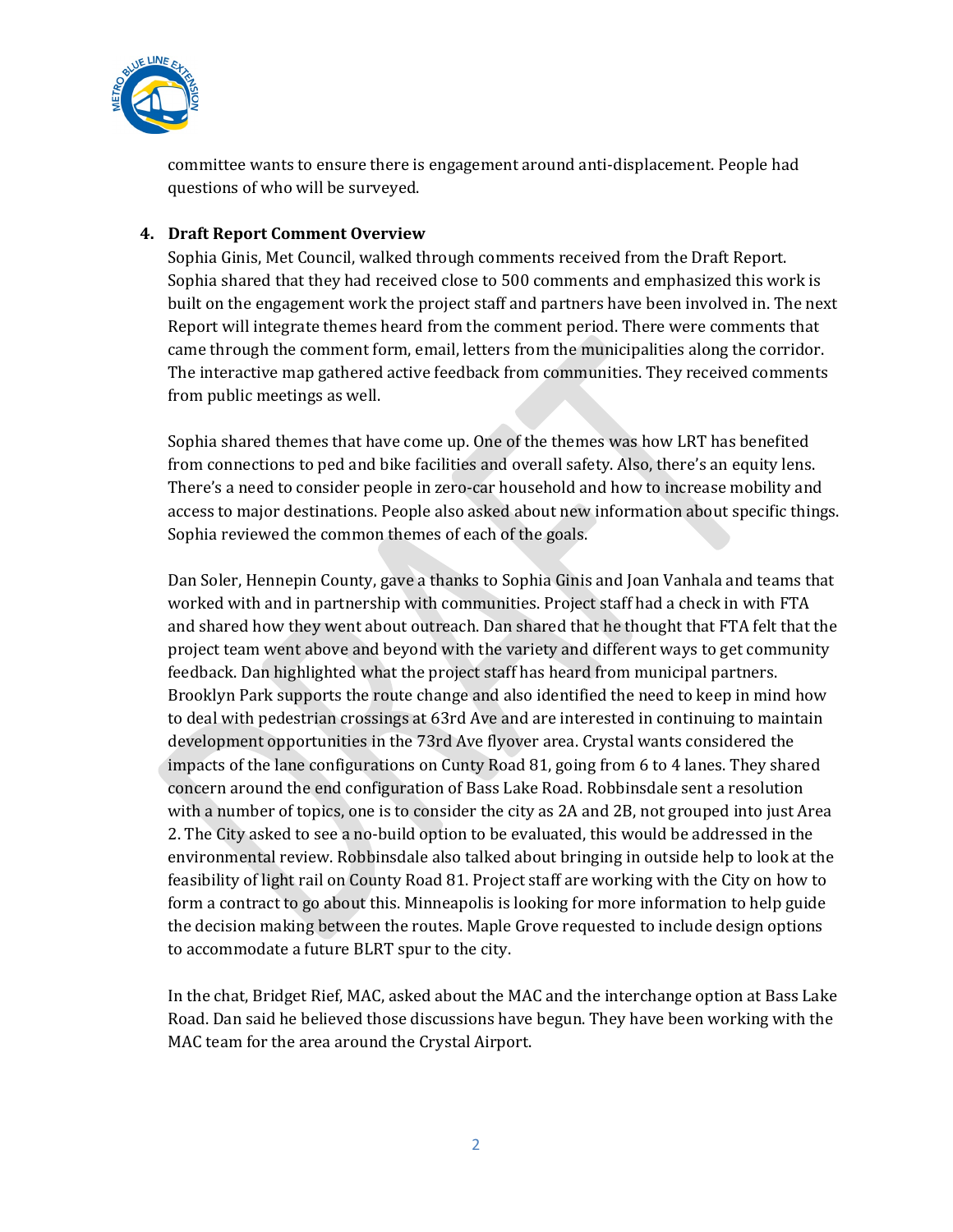committee wants to ensure there is engagement around anti-displacement. People had questions of who will be surveyed.

4. **Draft Report Comment Overview**

Sophia Ginis, Met Council, walked through comments received from the Draft Report. Sophia shared that they had received close to 500 comments and emphasized this work is built on the engagement work the project staff and partners have been involved in. The next Report will integrate themes heard from the comment period. There were comments that came through the comment form, email, letters from the municipalities along the corridor. The interactive map gathered active feedback from communities. They received comments from public meetings as well.

Sophia shared themes that have come up. One of the themes was how LRT has benefited from connections to ped and bike facilities and overall safety. Also, there's an equity lens. There's a need to consider people in zero-car household and how to increase mobility and access to major destinations. People also asked about new information about specific things. Sophia reviewed the common themes of each of the goals.

Dan Soler, Hennepin County, gave a thanks to Sophia Ginis and Joan Vanhala and teams that worked with and in partnership with communities. Project staff had a check in with FTA and shared how they went about outreach. Dan shared that he thought that FTA felt that the project team went above and beyond with the variety and different ways to get community feedback. Dan highlighted what the project staff has heard from municipal partners. Brooklyn Park supports the route change and also identified the need to keep in mind how to deal with pedestrian crossings at 63rd Ave and are interested in continuing to maintain development opportunities in the 73rd Ave flyover area. Crystal wants considered the impacts of the lane configurations on Cunty Road 81, going from 6 to 4 lanes. They shared concern around the end configuration of Bass Lake Road. Robbinsdale sent a resolution with a number of topics, one is to consider the city as 2A and 2B, not grouped into just Area 2. The City asked to see a no-build option to be evaluated, this would be addressed in the environmental review. Robbinsdale also talked about bringing in outside help to look at the feasibility of light rail on County Road 81. Project staff are working with the City on how to form a contract to go about this. Minneapolis is looking for more information to help guide the decision making between the routes. Maple Grove requested to include design options to accommodate a future BLRT spur to the city.

In the chat, Bridget Rief, MAC, asked about the MAC and the interchange option at Bass Lake Road. Dan said he believed those discussions have begun. They have been working with the MAC team for the area around the Crystal Airport.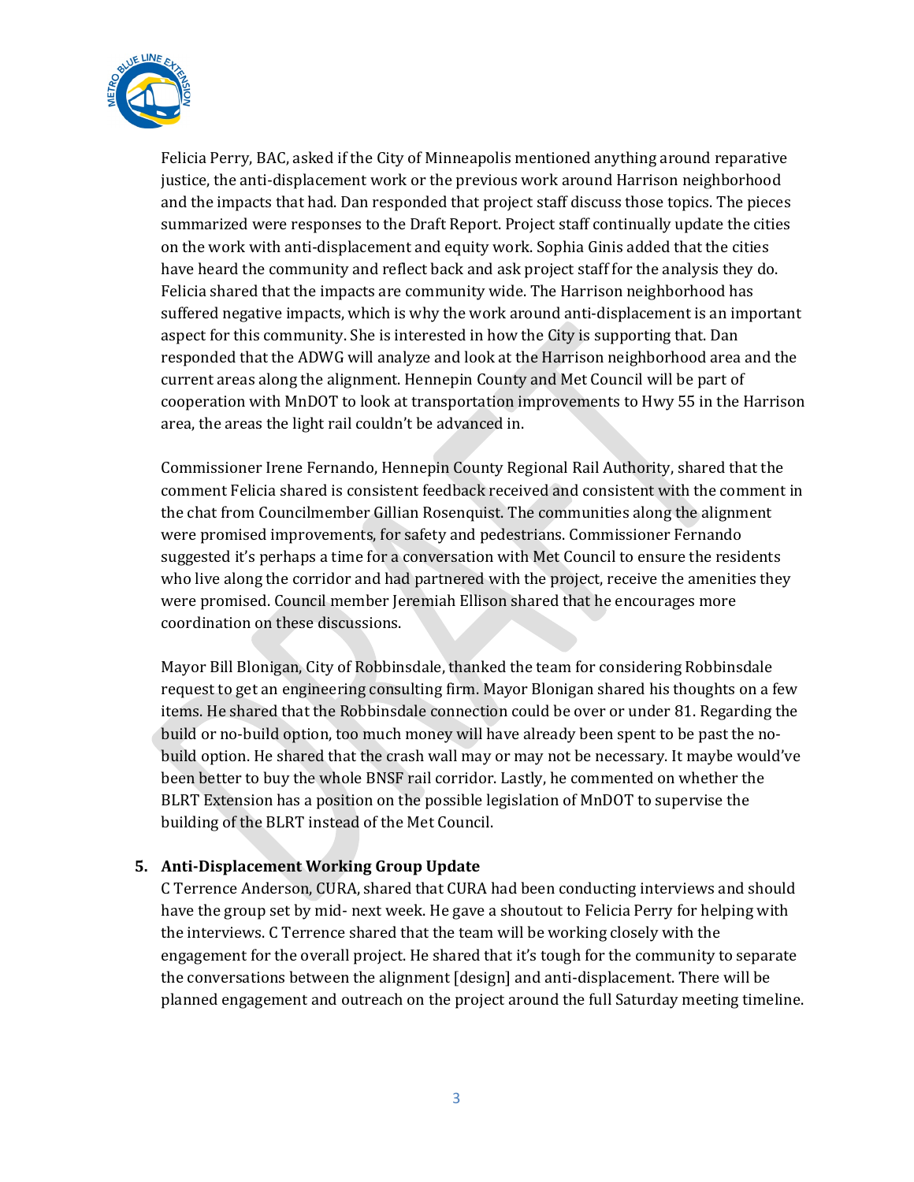Felicia Perry, BAC, asked if the City of Minneapolis mentioned anything around reparative justice, the anti-displacement work or the previous work around Harrison neighborhood and the impacts that had. Dan responded that project staff discuss those topics. The pieces summarized were responses to the Draft Report. Project staff continually update the cities on the work with anti-displacement and equity work. Sophia Ginis added that the cities have heard the community and reflect back and ask project staff for the analysis they do. Felicia shared that the impacts are community wide. The Harrison neighborhood has suffered negative impacts, which is why the work around anti-displacement is an important aspect for this community. She is interested in how the City is supporting that. Dan responded that the ADWG will analyze and look at the Harrison neighborhood area and the current areas along the alignment. Hennepin County and Met Council will be part of cooperation with MnDOT to look at transportation improvements to Hwy 55 in the Harrison area, the areas the light rail couldn't be advanced in.

Commissioner Irene Fernando, Hennepin County Regional Rail Authority, shared that the comment Felicia shared is consistent feedback received and consistent with the comment in the chat from Councilmember Gillian Rosenquist. The communities along the alignment were promised improvements, for safety and pedestrians. Commissioner Fernando suggested it's perhaps a time for a conversation with Met Council to ensure the residents who live along the corridor and had partnered with the project, receive the amenities they were promised. Council member Jeremiah Ellison shared that he encourages more coordination on these discussions.

Mayor Bill Blonigan, City of Robbinsdale, thanked the team for considering Robbinsdale request to get an engineering consulting firm. Mayor Blonigan shared his thoughts on a few items. He shared that the Robbinsdale connection could be over or under 81. Regarding the build or no-build option, too much money will have already been spent to be past the no-build option. He shared that the crash wall may or may not be necessary. It maybe would've been better to buy the whole BNSF rail corridor. Lastly, he commented on whether the BLRT Extension has a position on the possible legislation of MnDOT to supervise the building of the BLRT instead of the Met Council.

5. **Anti-Displacement Working Group Update**

C Terrence Anderson, CURA, shared that CURA had been conducting interviews and should have the group set by mid- next week. He gave a shoutout to Felicia Perry for helping with the interviews. C Terrence shared that the team will be working closely with the engagement for the overall project. He shared that it's tough for the community to separate the conversations between the alignment [design] and anti-displacement. There will be planned engagement and outreach on the project around the full Saturday meeting timeline.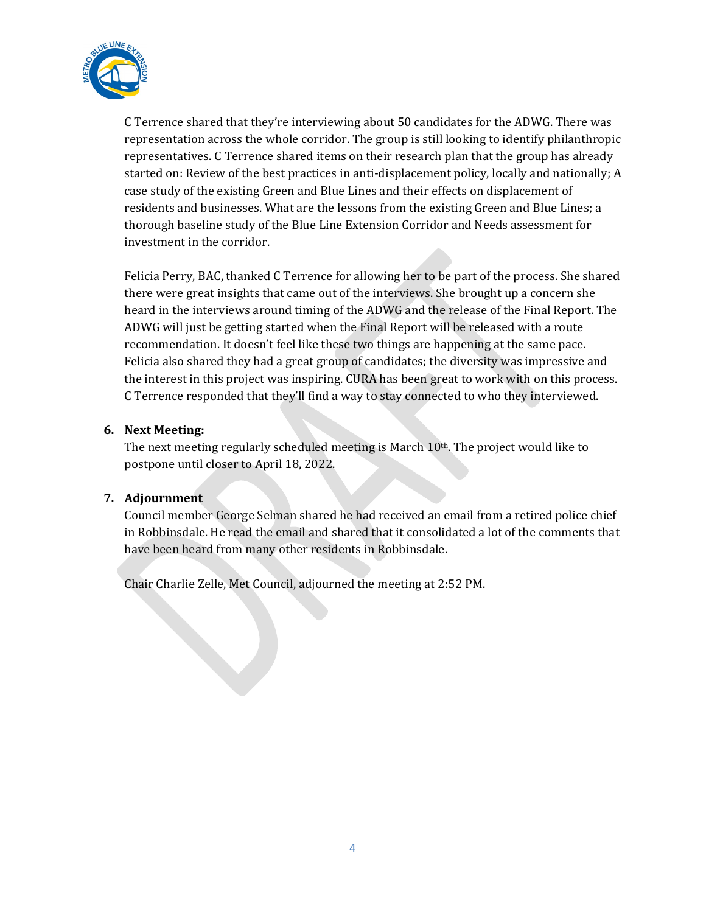C Terrence shared that they're interviewing about 50 candidates for the ADWG. There was representation across the whole corridor. The group is still looking to identify philanthropic representatives. C Terrence shared items on their research plan that the group has already started on: Review of the best practices in anti-displacement policy, locally and nationally; A case study of the existing Green and Blue Lines and their effects on displacement of residents and businesses. What are the lessons from the existing Green and Blue Lines; a thorough baseline study of the Blue Line Extension Corridor and Needs assessment for investment in the corridor.

Felicia Perry, BAC, thanked C Terrence for allowing her to be part of the process. She shared there were great insights that came out of the interviews. She brought up a concern she heard in the interviews around timing of the ADWG and the release of the Final Report. The ADWG will just be getting started when the Final Report will be released with a route recommendation. It doesn't feel like these two things are happening at the same pace. Felicia also shared they had a great group of candidates; the diversity was impressive and the interest in this project was inspiring. CURA has been great to work with on this process. C Terrence responded that they'll find a way to stay connected to who they interviewed.

6. **Next Meeting:**
   The next meeting regularly scheduled meeting is March 10th. The project would like to postpone until closer to April 18, 2022.

7. **Adjournment**
   Council member George Selman shared he had received an email from a retired police chief in Robbinsdale. He read the email and shared that it consolidated a lot of the comments that have been heard from many other residents in Robbinsdale.

   Chair Charlie Zelle, Met Council, adjourned the meeting at 2:52 PM.